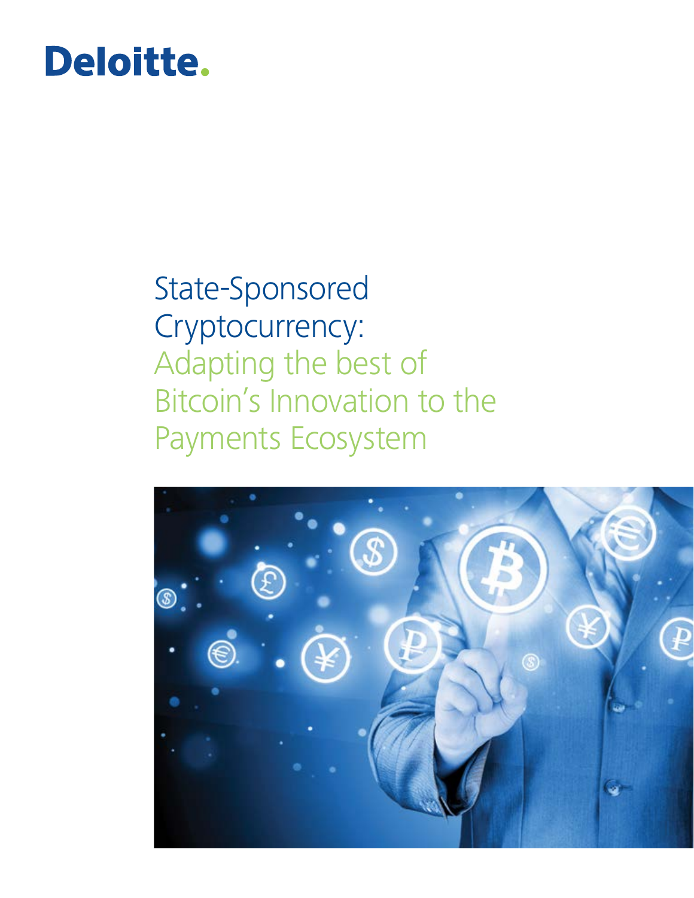Deloitte.

# State-Sponsored Cryptocurrency: Adapting the best of Bitcoin's Innovation to the Payments Ecosystem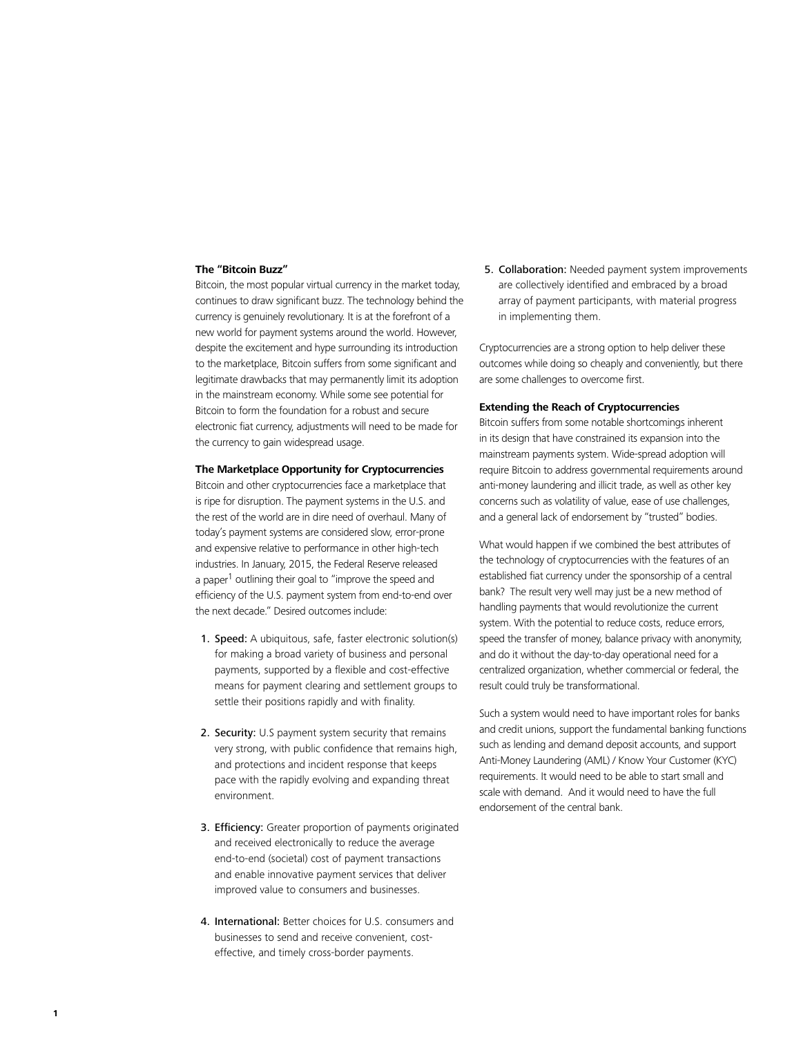**The "Bitcoin Buzz"**

Bitcoin, the most popular virtual currency in the market today, continues to draw significant buzz. The technology behind the currency is genuinely revolutionary. It is at the forefront of a new world for payment systems around the world. However, despite the excitement and hype surrounding its introduction to the marketplace, Bitcoin suffers from some significant and legitimate drawbacks that may permanently limit its adoption in the mainstream economy. While some see potential for Bitcoin to form the foundation for a robust and secure electronic fiat currency, adjustments will need to be made for the currency to gain widespread usage.

**The Marketplace Opportunity for Cryptocurrencies**

Bitcoin and other cryptocurrencies face a marketplace that is ripe for disruption. The payment systems in the U.S. and the rest of the world are in dire need of overhaul. Many of today's payment systems are considered slow, error-prone and expensive relative to performance in other high-tech industries. In January, 2015, the Federal Reserve released a paper[1] outlining their goal to "improve the speed and efficiency of the U.S. payment system from end-to-end over the next decade." Desired outcomes include:

1. Speed: A ubiquitous, safe, faster electronic solution(s) for making a broad variety of business and personal payments, supported by a flexible and cost-effective means for payment clearing and settlement groups to settle their positions rapidly and with finality.
2. Security: U.S payment system security that remains very strong, with public confidence that remains high, and protections and incident response that keeps pace with the rapidly evolving and expanding threat environment.
3. Efficiency: Greater proportion of payments originated and received electronically to reduce the average end-to-end (societal) cost of payment transactions and enable innovative payment services that deliver improved value to consumers and businesses.
4. International: Better choices for U.S. consumers and businesses to send and receive convenient, cost-effective, and timely cross-border payments.
5. Collaboration: Needed payment system improvements are collectively identified and embraced by a broad array of payment participants, with material progress in implementing them.

Cryptocurrencies are a strong option to help deliver these outcomes while doing so cheaply and conveniently, but there are some challenges to overcome first.

**Extending the Reach of Cryptocurrencies**

Bitcoin suffers from some notable shortcomings inherent in its design that have constrained its expansion into the mainstream payments system. Wide-spread adoption will require Bitcoin to address governmental requirements around anti-money laundering and illicit trade, as well as other key concerns such as volatility of value, ease of use challenges, and a general lack of endorsement by "trusted" bodies.

What would happen if we combined the best attributes of the technology of cryptocurrencies with the features of an established fiat currency under the sponsorship of a central bank? The result very well may just be a new method of handling payments that would revolutionize the current system. With the potential to reduce costs, reduce errors, speed the transfer of money, balance privacy with anonymity, and do it without the day-to-day operational need for a centralized organization, whether commercial or federal, the result could truly be transformational.

Such a system would need to have important roles for banks and credit unions, support the fundamental banking functions such as lending and demand deposit accounts, and support Anti-Money Laundering (AML) / Know Your Customer (KYC) requirements. It would need to be able to start small and scale with demand. And it would need to have the full endorsement of the central bank.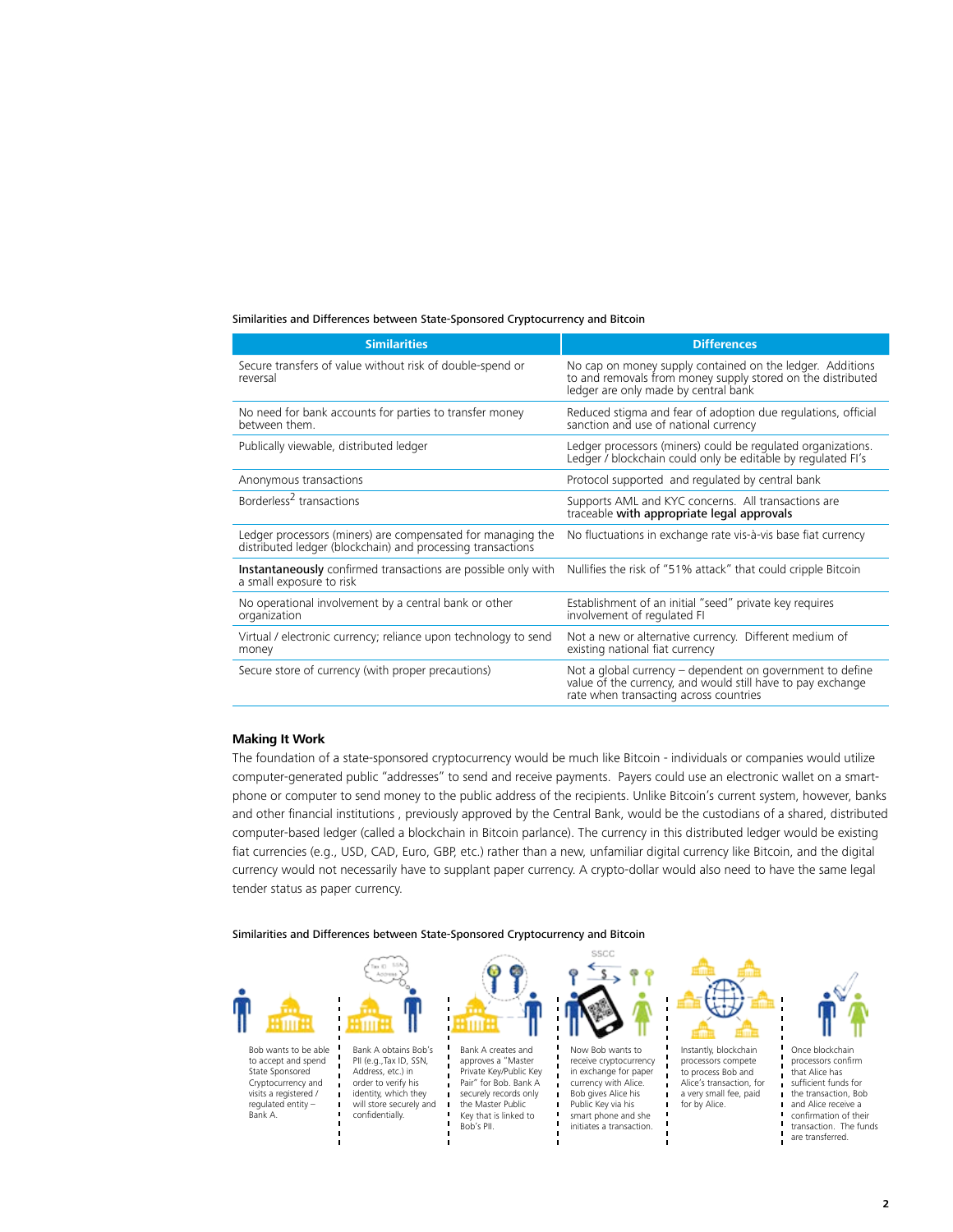Similarities and Differences between State-Sponsored Cryptocurrency and Bitcoin

| Similarities | Differences |
|---|---|
| Secure transfers of value without risk of double-spend or reversal | No cap on money supply contained on the ledger. Additions to and removals from money supply stored on the distributed ledger are only made by central bank |
| No need for bank accounts for parties to transfer money between them. | Reduced stigma and fear of adoption due regulations, official sanction and use of national currency |
| Publically viewable, distributed ledger | Ledger processors (miners) could be regulated organizations. Ledger / blockchain could only be editable by regulated FI's |
| Anonymous transactions | Protocol supported and regulated by central bank |
| Borderless[2] transactions | Supports AML and KYC concerns. All transactions are traceable **with appropriate legal approvals** |
| Ledger processors (miners) are compensated for managing the distributed ledger (blockchain) and processing transactions | No fluctuations in exchange rate vis-à-vis base fiat currency |
| **Instantaneously** confirmed transactions are possible only with a small exposure to risk | Nullifies the risk of "51% attack" that could cripple Bitcoin |
| No operational involvement by a central bank or other organization | Establishment of an initial "seed" private key requires involvement of regulated FI |
| Virtual / electronic currency; reliance upon technology to send money | Not a new or alternative currency. Different medium of existing national fiat currency |
| Secure store of currency (with proper precautions) | Not a global currency – dependent on government to define value of the currency, and would still have to pay exchange rate when transacting across countries |

### Making It Work

The foundation of a state-sponsored cryptocurrency would be much like Bitcoin - individuals or companies would utilize computer-generated public "addresses" to send and receive payments. Payers could use an electronic wallet on a smartphone or computer to send money to the public address of the recipients. Unlike Bitcoin's current system, however, banks and other financial institutions , previously approved by the Central Bank, would be the custodians of a shared, distributed computer-based ledger (called a blockchain in Bitcoin parlance). The currency in this distributed ledger would be existing fiat currencies (e.g., USD, CAD, Euro, GBP, etc.) rather than a new, unfamiliar digital currency like Bitcoin, and the digital currency would not necessarily have to supplant paper currency. A crypto-dollar would also need to have the same legal tender status as paper currency.

Similarities and Differences between State-Sponsored Cryptocurrency and Bitcoin

Bob wants to be able to accept and spend State Sponsored Cryptocurrency and visits a registered / regulated entity – Bank A.

Bank A obtains Bob's PII (e.g.,Tax ID, SSN, Address, etc.) in order to verify his identity, which they will store securely and confidentially.

Bank A creates and approves a "Master Private Key/Public Key Pair" for Bob. Bank A securely records only the Master Public Key that is linked to Bob's PII.

Now Bob wants to receive cryptocurrency in exchange for paper currency with Alice. Bob gives Alice his Public Key via his smart phone and she initiates a transaction.

Instantly, blockchain processors compete to process Bob and Alice's transaction, for a very small fee, paid for by Alice.

Once blockchain processors confirm that Alice has sufficient funds for the transaction, Bob and Alice receive a confirmation of their transaction. The funds are transferred.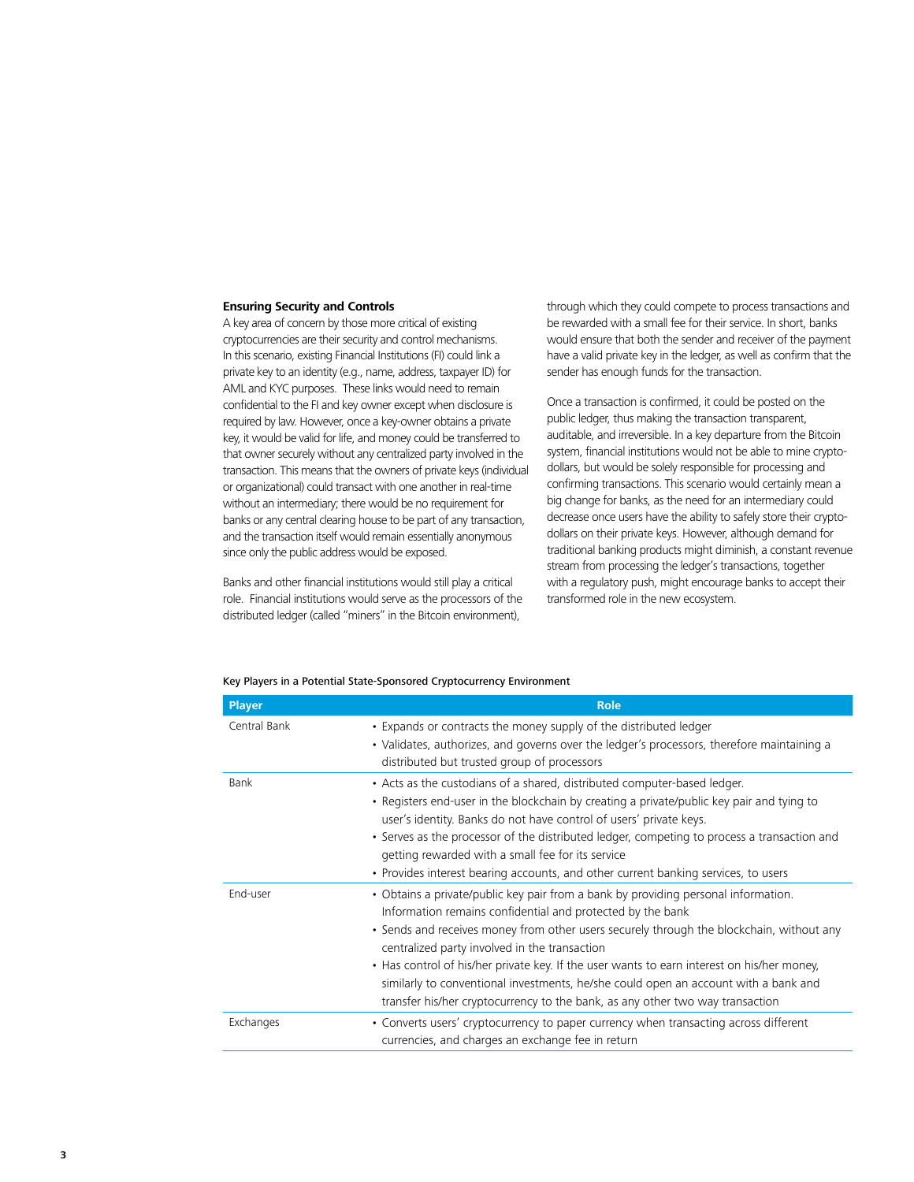### Ensuring Security and Controls

A key area of concern by those more critical of existing cryptocurrencies are their security and control mechanisms. In this scenario, existing Financial Institutions (FI) could link a private key to an identity (e.g., name, address, taxpayer ID) for AML and KYC purposes. These links would need to remain confidential to the FI and key owner except when disclosure is required by law. However, once a key-owner obtains a private key, it would be valid for life, and money could be transferred to that owner securely without any centralized party involved in the transaction. This means that the owners of private keys (individual or organizational) could transact with one another in real-time without an intermediary; there would be no requirement for banks or any central clearing house to be part of any transaction, and the transaction itself would remain essentially anonymous since only the public address would be exposed.

Banks and other financial institutions would still play a critical role. Financial institutions would serve as the processors of the distributed ledger (called "miners" in the Bitcoin environment), through which they could compete to process transactions and be rewarded with a small fee for their service. In short, banks would ensure that both the sender and receiver of the payment have a valid private key in the ledger, as well as confirm that the sender has enough funds for the transaction.

Once a transaction is confirmed, it could be posted on the public ledger, thus making the transaction transparent, auditable, and irreversible. In a key departure from the Bitcoin system, financial institutions would not be able to mine crypto-dollars, but would be solely responsible for processing and confirming transactions. This scenario would certainly mean a big change for banks, as the need for an intermediary could decrease once users have the ability to safely store their crypto-dollars on their private keys. However, although demand for traditional banking products might diminish, a constant revenue stream from processing the ledger's transactions, together with a regulatory push, might encourage banks to accept their transformed role in the new ecosystem.

Key Players in a Potential State-Sponsored Cryptocurrency Environment

| Player | Role |
|---|---|
| Central Bank | • Expands or contracts the money supply of the distributed ledger<br>• Validates, authorizes, and governs over the ledger's processors, therefore maintaining a distributed but trusted group of processors |
| Bank | • Acts as the custodians of a shared, distributed computer-based ledger.<br>• Registers end-user in the blockchain by creating a private/public key pair and tying to user's identity. Banks do not have control of users' private keys.<br>• Serves as the processor of the distributed ledger, competing to process a transaction and getting rewarded with a small fee for its service<br>• Provides interest bearing accounts, and other current banking services, to users |
| End-user | • Obtains a private/public key pair from a bank by providing personal information. Information remains confidential and protected by the bank<br>• Sends and receives money from other users securely through the blockchain, without any centralized party involved in the transaction<br>• Has control of his/her private key. If the user wants to earn interest on his/her money, similarly to conventional investments, he/she could open an account with a bank and transfer his/her cryptocurrency to the bank, as any other two way transaction |
| Exchanges | • Converts users' cryptocurrency to paper currency when transacting across different currencies, and charges an exchange fee in return |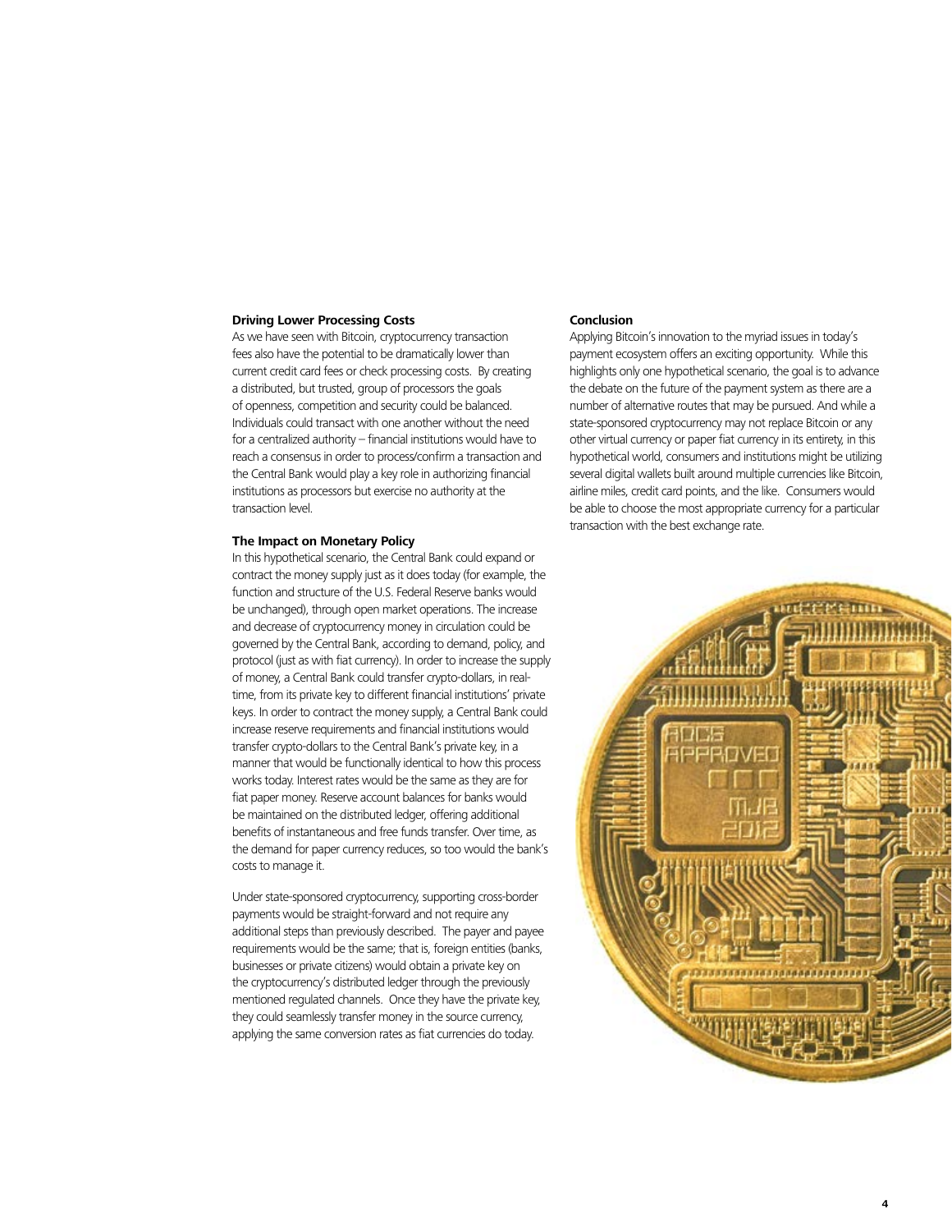### Driving Lower Processing Costs

As we have seen with Bitcoin, cryptocurrency transaction fees also have the potential to be dramatically lower than current credit card fees or check processing costs. By creating a distributed, but trusted, group of processors the goals of openness, competition and security could be balanced. Individuals could transact with one another without the need for a centralized authority – financial institutions would have to reach a consensus in order to process/confirm a transaction and the Central Bank would play a key role in authorizing financial institutions as processors but exercise no authority at the transaction level.

### The Impact on Monetary Policy

In this hypothetical scenario, the Central Bank could expand or contract the money supply just as it does today (for example, the function and structure of the U.S. Federal Reserve banks would be unchanged), through open market operations. The increase and decrease of cryptocurrency money in circulation could be governed by the Central Bank, according to demand, policy, and protocol (just as with fiat currency). In order to increase the supply of money, a Central Bank could transfer crypto-dollars, in real-time, from its private key to different financial institutions' private keys. In order to contract the money supply, a Central Bank could increase reserve requirements and financial institutions would transfer crypto-dollars to the Central Bank's private key, in a manner that would be functionally identical to how this process works today. Interest rates would be the same as they are for fiat paper money. Reserve account balances for banks would be maintained on the distributed ledger, offering additional benefits of instantaneous and free funds transfer. Over time, as the demand for paper currency reduces, so too would the bank's costs to manage it.

Under state-sponsored cryptocurrency, supporting cross-border payments would be straight-forward and not require any additional steps than previously described. The payer and payee requirements would be the same; that is, foreign entities (banks, businesses or private citizens) would obtain a private key on the cryptocurrency's distributed ledger through the previously mentioned regulated channels. Once they have the private key, they could seamlessly transfer money in the source currency, applying the same conversion rates as fiat currencies do today.

### Conclusion

Applying Bitcoin's innovation to the myriad issues in today's payment ecosystem offers an exciting opportunity. While this highlights only one hypothetical scenario, the goal is to advance the debate on the future of the payment system as there are a number of alternative routes that may be pursued. And while a state-sponsored cryptocurrency may not replace Bitcoin or any other virtual currency or paper fiat currency in its entirety, in this hypothetical world, consumers and institutions might be utilizing several digital wallets built around multiple currencies like Bitcoin, airline miles, credit card points, and the like. Consumers would be able to choose the most appropriate currency for a particular transaction with the best exchange rate.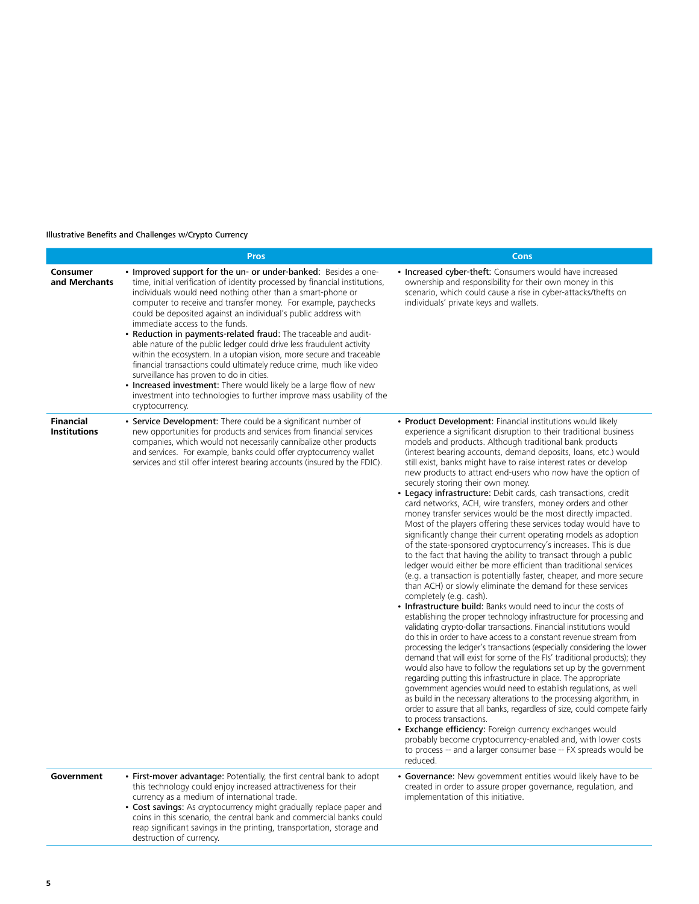Illustrative Benefits and Challenges w/Crypto Currency

| | Pros | Cons |
|---|---|---|
| **Consumer and Merchants** | • **Improved support for the un- or under-banked:** Besides a one-time, initial verification of identity processed by financial institutions, individuals would need nothing other than a smart-phone or computer to receive and transfer money. For example, paychecks could be deposited against an individual's public address with immediate access to the funds.<br>• **Reduction in payments-related fraud:** The traceable and audit-able nature of the public ledger could drive less fraudulent activity within the ecosystem. In a utopian vision, more secure and traceable financial transactions could ultimately reduce crime, much like video surveillance has proven to do in cities.<br>• **Increased investment:** There would likely be a large flow of new investment into technologies to further improve mass usability of the cryptocurrency. | • **Increased cyber-theft:** Consumers would have increased ownership and responsibility for their own money in this scenario, which could cause a rise in cyber-attacks/thefts on individuals' private keys and wallets. |
| **Financial Institutions** | • **Service Development:** There could be a significant number of new opportunities for products and services from financial services companies, which would not necessarily cannibalize other products and services. For example, banks could offer cryptocurrency wallet services and still offer interest bearing accounts (insured by the FDIC). | • **Product Development:** Financial institutions would likely experience a significant disruption to their traditional business models and products. Although traditional bank products (interest bearing accounts, demand deposits, loans, etc.) would still exist, banks might have to raise interest rates or develop new products to attract end-users who now have the option of securely storing their own money.<br>• **Legacy infrastructure:** Debit cards, cash transactions, credit card networks, ACH, wire transfers, money orders and other money transfer services would be the most directly impacted. Most of the players offering these services today would have to significantly change their current operating models as adoption of the state-sponsored cryptocurrency's increases. This is due to the fact that having the ability to transact through a public ledger would either be more efficient than traditional services (e.g. a transaction is potentially faster, cheaper, and more secure than ACH) or slowly eliminate the demand for these services completely (e.g. cash).<br>• **Infrastructure build:** Banks would need to incur the costs of establishing the proper technology infrastructure for processing and validating crypto-dollar transactions. Financial institutions would do this in order to have access to a constant revenue stream from processing the ledger's transactions (especially considering the lower demand that will exist for some of the FIs' traditional products); they would also have to follow the regulations set up by the government regarding putting this infrastructure in place. The appropriate government agencies would need to establish regulations, as well as build in the necessary alterations to the processing algorithm, in order to assure that all banks, regardless of size, could compete fairly to process transactions.<br>• **Exchange efficiency:** Foreign currency exchanges would probably become cryptocurrency-enabled and, with lower costs to process -- and a larger consumer base -- FX spreads would be reduced. |
| **Government** | • **First-mover advantage:** Potentially, the first central bank to adopt this technology could enjoy increased attractiveness for their currency as a medium of international trade.<br>• **Cost savings:** As cryptocurrency might gradually replace paper and coins in this scenario, the central bank and commercial banks could reap significant savings in the printing, transportation, storage and destruction of currency. | • **Governance:** New government entities would likely have to be created in order to assure proper governance, regulation, and implementation of this initiative. |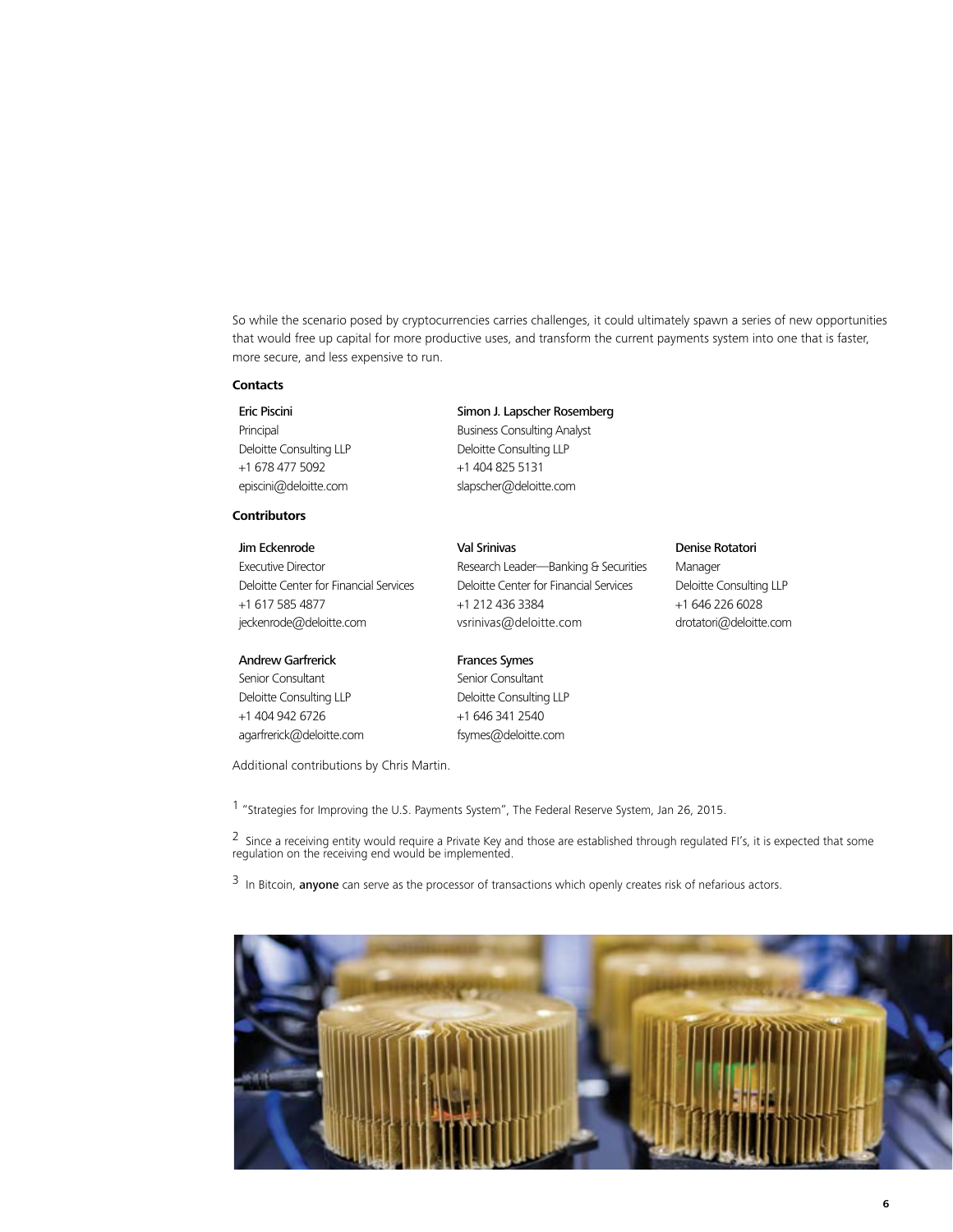So while the scenario posed by cryptocurrencies carries challenges, it could ultimately spawn a series of new opportunities that would free up capital for more productive uses, and transform the current payments system into one that is faster, more secure, and less expensive to run.

**Contacts**

Eric Piscini
Principal
Deloitte Consulting LLP
+1 678 477 5092
episcini@deloitte.com

Simon J. Lapscher Rosemberg
Business Consulting Analyst
Deloitte Consulting LLP
+1 404 825 5131
slapscher@deloitte.com

**Contributors**

Jim Eckenrode
Executive Director
Deloitte Center for Financial Services
+1 617 585 4877
jeckenrode@deloitte.com

Val Srinivas
Research Leader—Banking & Securities
Deloitte Center for Financial Services
+1 212 436 3384
vsrinivas@deloitte.com

Denise Rotatori
Manager
Deloitte Consulting LLP
+1 646 226 6028
drotatori@deloitte.com

Andrew Garfrerick
Senior Consultant
Deloitte Consulting LLP
+1 404 942 6726
agarfrerick@deloitte.com

Frances Symes
Senior Consultant
Deloitte Consulting LLP
+1 646 341 2540
fsymes@deloitte.com

Additional contributions by Chris Martin.

[1] "Strategies for Improving the U.S. Payments System", The Federal Reserve System, Jan 26, 2015.

[2] Since a receiving entity would require a Private Key and those are established through regulated FI's, it is expected that some regulation on the receiving end would be implemented.

[3] In Bitcoin, **anyone** can serve as the processor of transactions which openly creates risk of nefarious actors.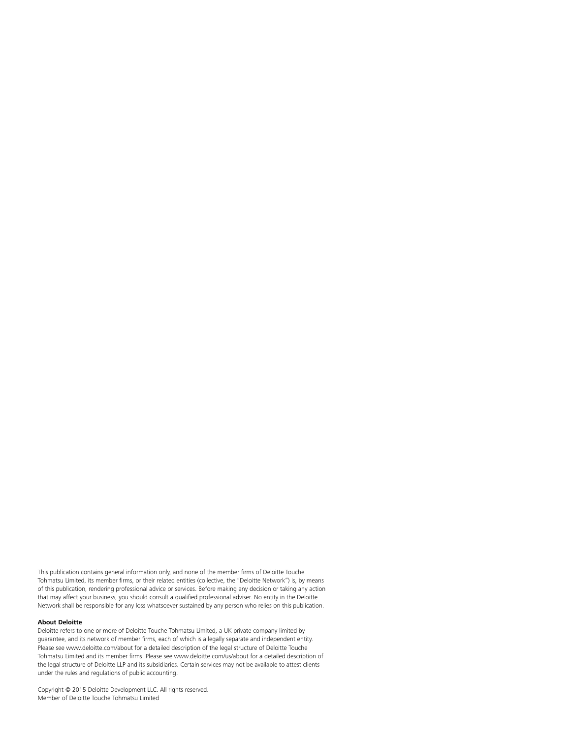This publication contains general information only, and none of the member firms of Deloitte Touche Tohmatsu Limited, its member firms, or their related entities (collective, the "Deloitte Network") is, by means of this publication, rendering professional advice or services. Before making any decision or taking any action that may affect your business, you should consult a qualified professional adviser. No entity in the Deloitte Network shall be responsible for any loss whatsoever sustained by any person who relies on this publication.

**About Deloitte**

Deloitte refers to one or more of Deloitte Touche Tohmatsu Limited, a UK private company limited by guarantee, and its network of member firms, each of which is a legally separate and independent entity. Please see www.deloitte.com/about for a detailed description of the legal structure of Deloitte Touche Tohmatsu Limited and its member firms. Please see www.deloitte.com/us/about for a detailed description of the legal structure of Deloitte LLP and its subsidiaries. Certain services may not be available to attest clients under the rules and regulations of public accounting.

Copyright © 2015 Deloitte Development LLC. All rights reserved.
Member of Deloitte Touche Tohmatsu Limited